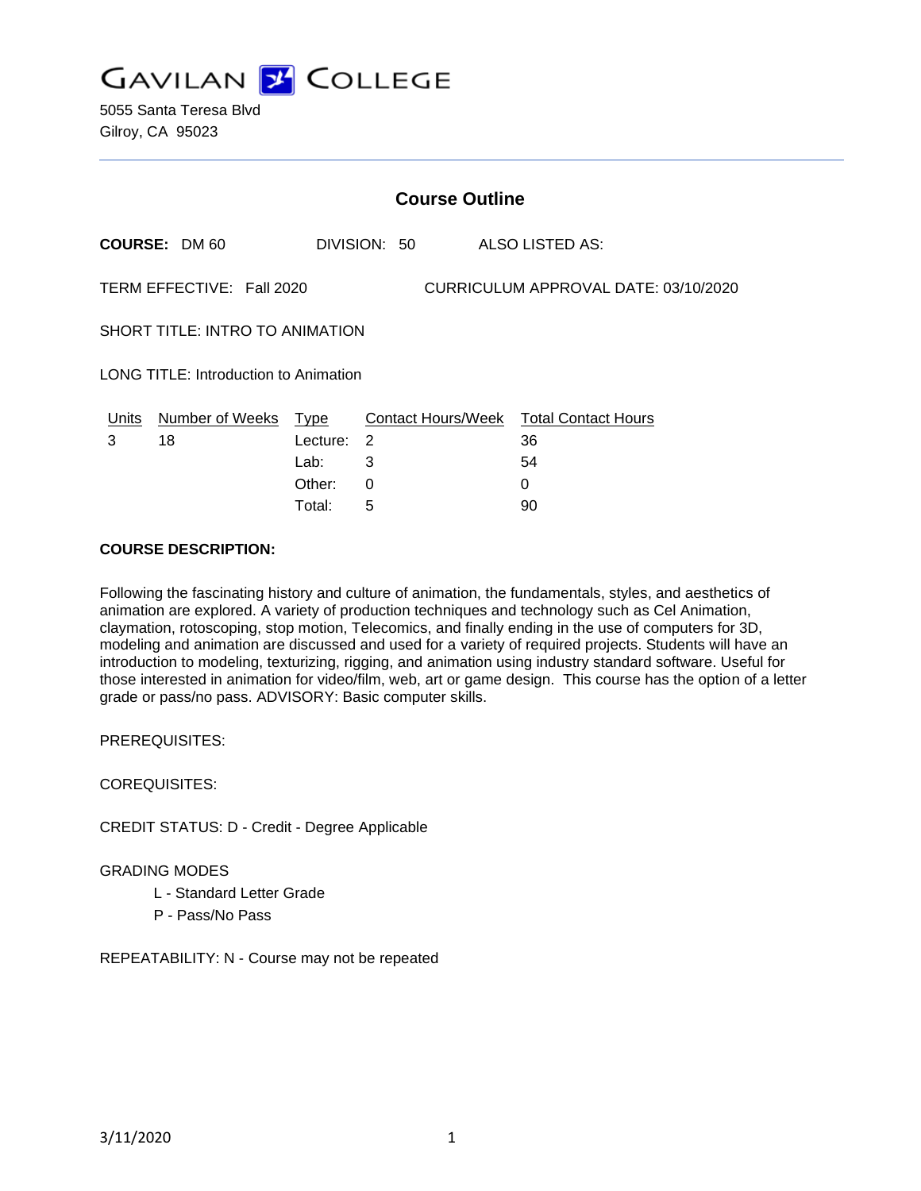# GAVILAN COLLEGE

5055 Santa Teresa Blvd
Gilroy, CA 95023

## Course Outline

**COURSE:** DM 60 DIVISION: 50 ALSO LISTED AS:

TERM EFFECTIVE: Fall 2020 CURRICULUM APPROVAL DATE: 03/10/2020

SHORT TITLE: INTRO TO ANIMATION

LONG TITLE: Introduction to Animation

| Units | Number of Weeks | Type | Contact Hours/Week | Total Contact Hours |
|---|---|---|---|---|
| 3 | 18 | Lecture: | 2 | 36 |
| | | Lab: | 3 | 54 |
| | | Other: | 0 | 0 |
| | | Total: | 5 | 90 |

**COURSE DESCRIPTION:**

Following the fascinating history and culture of animation, the fundamentals, styles, and aesthetics of animation are explored. A variety of production techniques and technology such as Cel Animation, claymation, rotoscoping, stop motion, Telecomics, and finally ending in the use of computers for 3D, modeling and animation are discussed and used for a variety of required projects. Students will have an introduction to modeling, texturizing, rigging, and animation using industry standard software. Useful for those interested in animation for video/film, web, art or game design. This course has the option of a letter grade or pass/no pass. ADVISORY: Basic computer skills.

PREREQUISITES:

COREQUISITES:

CREDIT STATUS: D - Credit - Degree Applicable

GRADING MODES

- L - Standard Letter Grade
- P - Pass/No Pass

REPEATABILITY: N - Course may not be repeated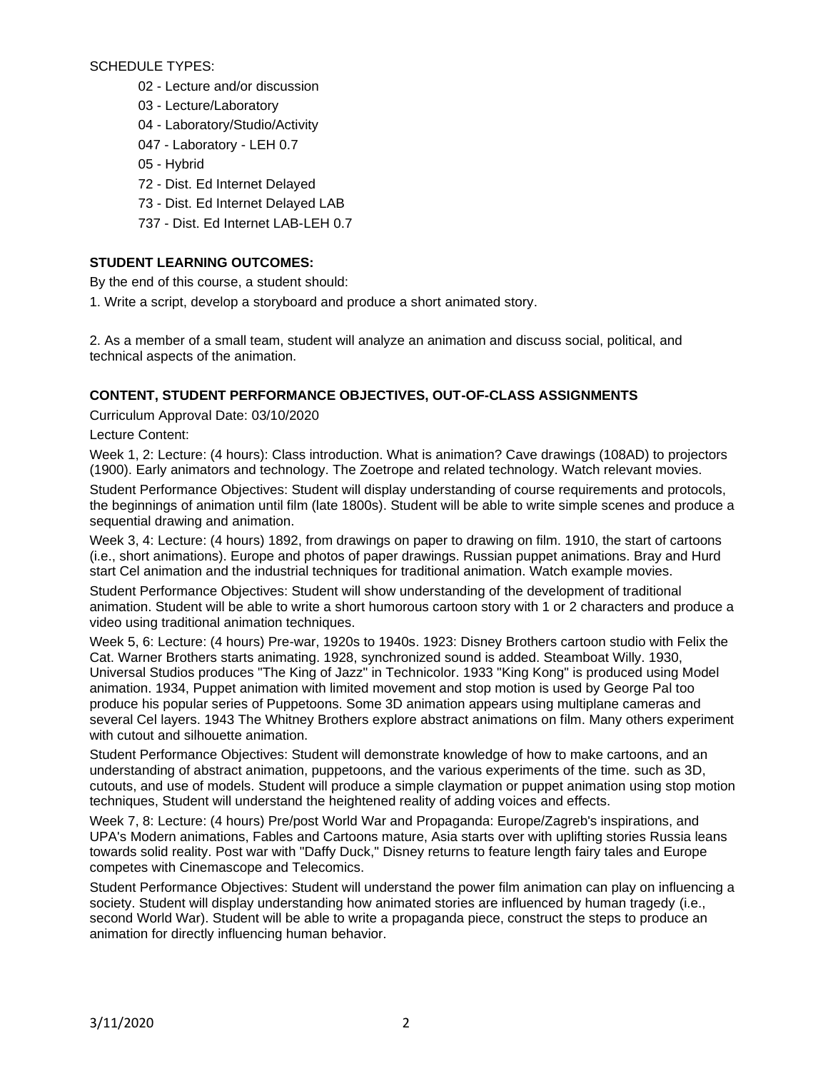SCHEDULE TYPES:

- 02 - Lecture and/or discussion
- 03 - Lecture/Laboratory
- 04 - Laboratory/Studio/Activity
- 047 - Laboratory - LEH 0.7
- 05 - Hybrid
- 72 - Dist. Ed Internet Delayed
- 73 - Dist. Ed Internet Delayed LAB
- 737 - Dist. Ed Internet LAB-LEH 0.7

**STUDENT LEARNING OUTCOMES:**

By the end of this course, a student should:

1. Write a script, develop a storyboard and produce a short animated story.

2. As a member of a small team, student will analyze an animation and discuss social, political, and technical aspects of the animation.

**CONTENT, STUDENT PERFORMANCE OBJECTIVES, OUT-OF-CLASS ASSIGNMENTS**

Curriculum Approval Date: 03/10/2020

Lecture Content:

Week 1, 2: Lecture: (4 hours): Class introduction. What is animation? Cave drawings (108AD) to projectors (1900). Early animators and technology. The Zoetrope and related technology. Watch relevant movies.

Student Performance Objectives: Student will display understanding of course requirements and protocols, the beginnings of animation until film (late 1800s). Student will be able to write simple scenes and produce a sequential drawing and animation.

Week 3, 4: Lecture: (4 hours) 1892, from drawings on paper to drawing on film. 1910, the start of cartoons (i.e., short animations). Europe and photos of paper drawings. Russian puppet animations. Bray and Hurd start Cel animation and the industrial techniques for traditional animation. Watch example movies.

Student Performance Objectives: Student will show understanding of the development of traditional animation. Student will be able to write a short humorous cartoon story with 1 or 2 characters and produce a video using traditional animation techniques.

Week 5, 6: Lecture: (4 hours) Pre-war, 1920s to 1940s. 1923: Disney Brothers cartoon studio with Felix the Cat. Warner Brothers starts animating. 1928, synchronized sound is added. Steamboat Willy. 1930, Universal Studios produces "The King of Jazz" in Technicolor. 1933 "King Kong" is produced using Model animation. 1934, Puppet animation with limited movement and stop motion is used by George Pal too produce his popular series of Puppetoons. Some 3D animation appears using multiplane cameras and several Cel layers. 1943 The Whitney Brothers explore abstract animations on film. Many others experiment with cutout and silhouette animation.

Student Performance Objectives: Student will demonstrate knowledge of how to make cartoons, and an understanding of abstract animation, puppetoons, and the various experiments of the time. such as 3D, cutouts, and use of models. Student will produce a simple claymation or puppet animation using stop motion techniques, Student will understand the heightened reality of adding voices and effects.

Week 7, 8: Lecture: (4 hours) Pre/post World War and Propaganda: Europe/Zagreb's inspirations, and UPA's Modern animations, Fables and Cartoons mature, Asia starts over with uplifting stories Russia leans towards solid reality. Post war with "Daffy Duck," Disney returns to feature length fairy tales and Europe competes with Cinemascope and Telecomics.

Student Performance Objectives: Student will understand the power film animation can play on influencing a society. Student will display understanding how animated stories are influenced by human tragedy (i.e., second World War). Student will be able to write a propaganda piece, construct the steps to produce an animation for directly influencing human behavior.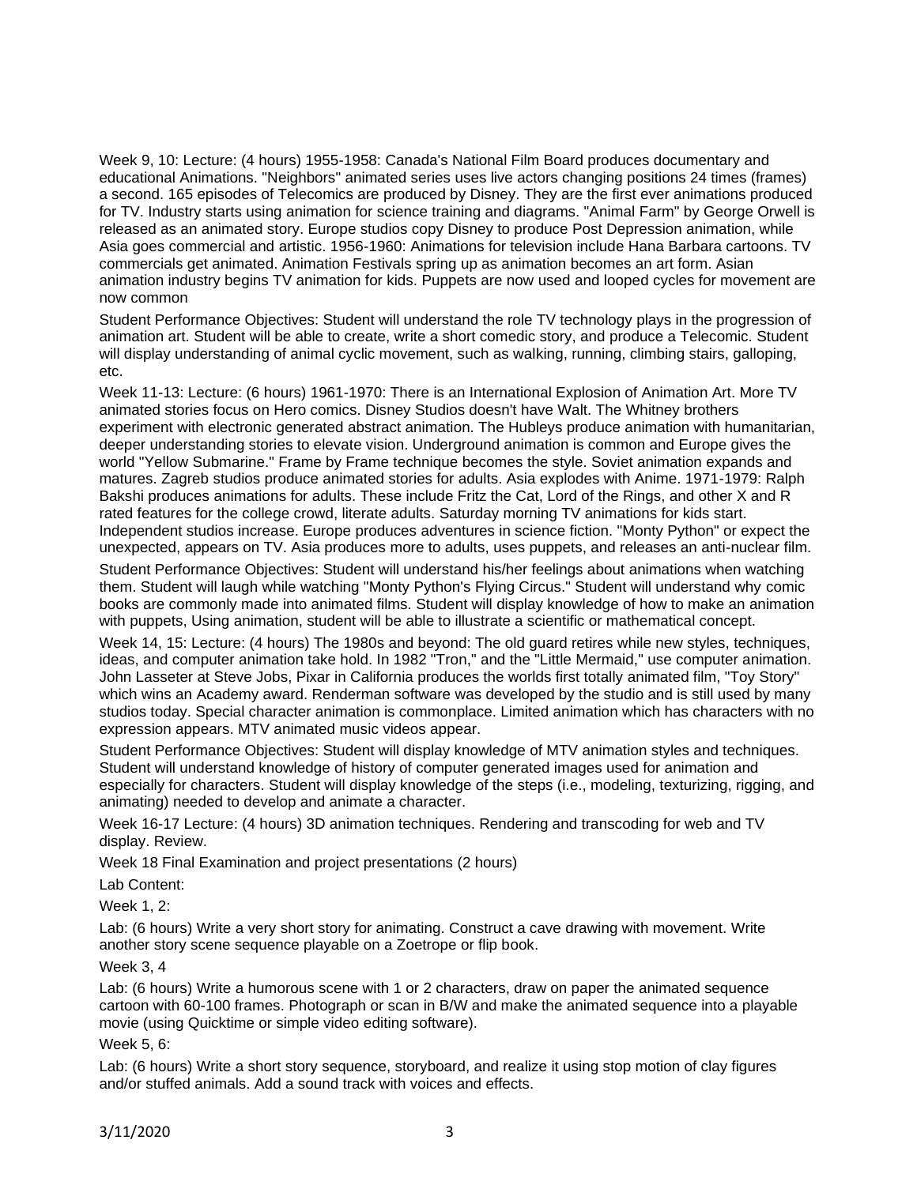Week 9, 10: Lecture: (4 hours) 1955-1958: Canada's National Film Board produces documentary and educational Animations. "Neighbors" animated series uses live actors changing positions 24 times (frames) a second. 165 episodes of Telecomics are produced by Disney. They are the first ever animations produced for TV. Industry starts using animation for science training and diagrams. "Animal Farm" by George Orwell is released as an animated story. Europe studios copy Disney to produce Post Depression animation, while Asia goes commercial and artistic. 1956-1960: Animations for television include Hana Barbara cartoons. TV commercials get animated. Animation Festivals spring up as animation becomes an art form. Asian animation industry begins TV animation for kids. Puppets are now used and looped cycles for movement are now common

Student Performance Objectives: Student will understand the role TV technology plays in the progression of animation art. Student will be able to create, write a short comedic story, and produce a Telecomic. Student will display understanding of animal cyclic movement, such as walking, running, climbing stairs, galloping, etc.

Week 11-13: Lecture: (6 hours) 1961-1970: There is an International Explosion of Animation Art. More TV animated stories focus on Hero comics. Disney Studios doesn't have Walt. The Whitney brothers experiment with electronic generated abstract animation. The Hubleys produce animation with humanitarian, deeper understanding stories to elevate vision. Underground animation is common and Europe gives the world "Yellow Submarine." Frame by Frame technique becomes the style. Soviet animation expands and matures. Zagreb studios produce animated stories for adults. Asia explodes with Anime. 1971-1979: Ralph Bakshi produces animations for adults. These include Fritz the Cat, Lord of the Rings, and other X and R rated features for the college crowd, literate adults. Saturday morning TV animations for kids start. Independent studios increase. Europe produces adventures in science fiction. "Monty Python" or expect the unexpected, appears on TV. Asia produces more to adults, uses puppets, and releases an anti-nuclear film.

Student Performance Objectives: Student will understand his/her feelings about animations when watching them. Student will laugh while watching "Monty Python's Flying Circus." Student will understand why comic books are commonly made into animated films. Student will display knowledge of how to make an animation with puppets, Using animation, student will be able to illustrate a scientific or mathematical concept.

Week 14, 15: Lecture: (4 hours) The 1980s and beyond: The old guard retires while new styles, techniques, ideas, and computer animation take hold. In 1982 "Tron," and the "Little Mermaid," use computer animation. John Lasseter at Steve Jobs, Pixar in California produces the worlds first totally animated film, "Toy Story" which wins an Academy award. Renderman software was developed by the studio and is still used by many studios today. Special character animation is commonplace. Limited animation which has characters with no expression appears. MTV animated music videos appear.

Student Performance Objectives: Student will display knowledge of MTV animation styles and techniques. Student will understand knowledge of history of computer generated images used for animation and especially for characters. Student will display knowledge of the steps (i.e., modeling, texturizing, rigging, and animating) needed to develop and animate a character.

Week 16-17 Lecture: (4 hours) 3D animation techniques. Rendering and transcoding for web and TV display. Review.

Week 18 Final Examination and project presentations (2 hours)

Lab Content:

Week 1, 2:

Lab: (6 hours) Write a very short story for animating. Construct a cave drawing with movement. Write another story scene sequence playable on a Zoetrope or flip book.

Week 3, 4

Lab: (6 hours) Write a humorous scene with 1 or 2 characters, draw on paper the animated sequence cartoon with 60-100 frames. Photograph or scan in B/W and make the animated sequence into a playable movie (using Quicktime or simple video editing software).

Week 5, 6:

Lab: (6 hours) Write a short story sequence, storyboard, and realize it using stop motion of clay figures and/or stuffed animals. Add a sound track with voices and effects.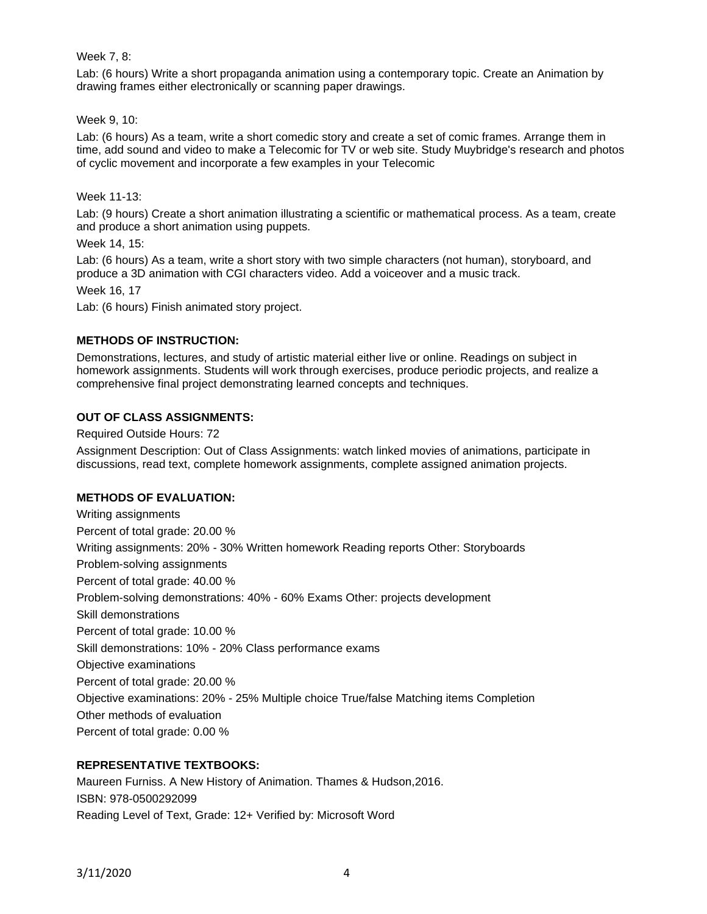Week 7, 8:

Lab: (6 hours) Write a short propaganda animation using a contemporary topic. Create an Animation by drawing frames either electronically or scanning paper drawings.

Week 9, 10:

Lab: (6 hours) As a team, write a short comedic story and create a set of comic frames. Arrange them in time, add sound and video to make a Telecomic for TV or web site. Study Muybridge's research and photos of cyclic movement and incorporate a few examples in your Telecomic

Week 11-13:

Lab: (9 hours) Create a short animation illustrating a scientific or mathematical process. As a team, create and produce a short animation using puppets.

Week 14, 15:

Lab: (6 hours) As a team, write a short story with two simple characters (not human), storyboard, and produce a 3D animation with CGI characters video. Add a voiceover and a music track.

Week 16, 17

Lab: (6 hours) Finish animated story project.

**METHODS OF INSTRUCTION:**

Demonstrations, lectures, and study of artistic material either live or online. Readings on subject in homework assignments. Students will work through exercises, produce periodic projects, and realize a comprehensive final project demonstrating learned concepts and techniques.

**OUT OF CLASS ASSIGNMENTS:**

Required Outside Hours: 72

Assignment Description: Out of Class Assignments: watch linked movies of animations, participate in discussions, read text, complete homework assignments, complete assigned animation projects.

**METHODS OF EVALUATION:**

Writing assignments

Percent of total grade: 20.00 %

Writing assignments: 20% - 30% Written homework Reading reports Other: Storyboards

Problem-solving assignments

Percent of total grade: 40.00 %

Problem-solving demonstrations: 40% - 60% Exams Other: projects development

Skill demonstrations

Percent of total grade: 10.00 %

Skill demonstrations: 10% - 20% Class performance exams

Objective examinations

Percent of total grade: 20.00 %

Objective examinations: 20% - 25% Multiple choice True/false Matching items Completion

Other methods of evaluation

Percent of total grade: 0.00 %

**REPRESENTATIVE TEXTBOOKS:**

Maureen Furniss. A New History of Animation. Thames & Hudson,2016.

ISBN: 978-0500292099

Reading Level of Text, Grade: 12+ Verified by: Microsoft Word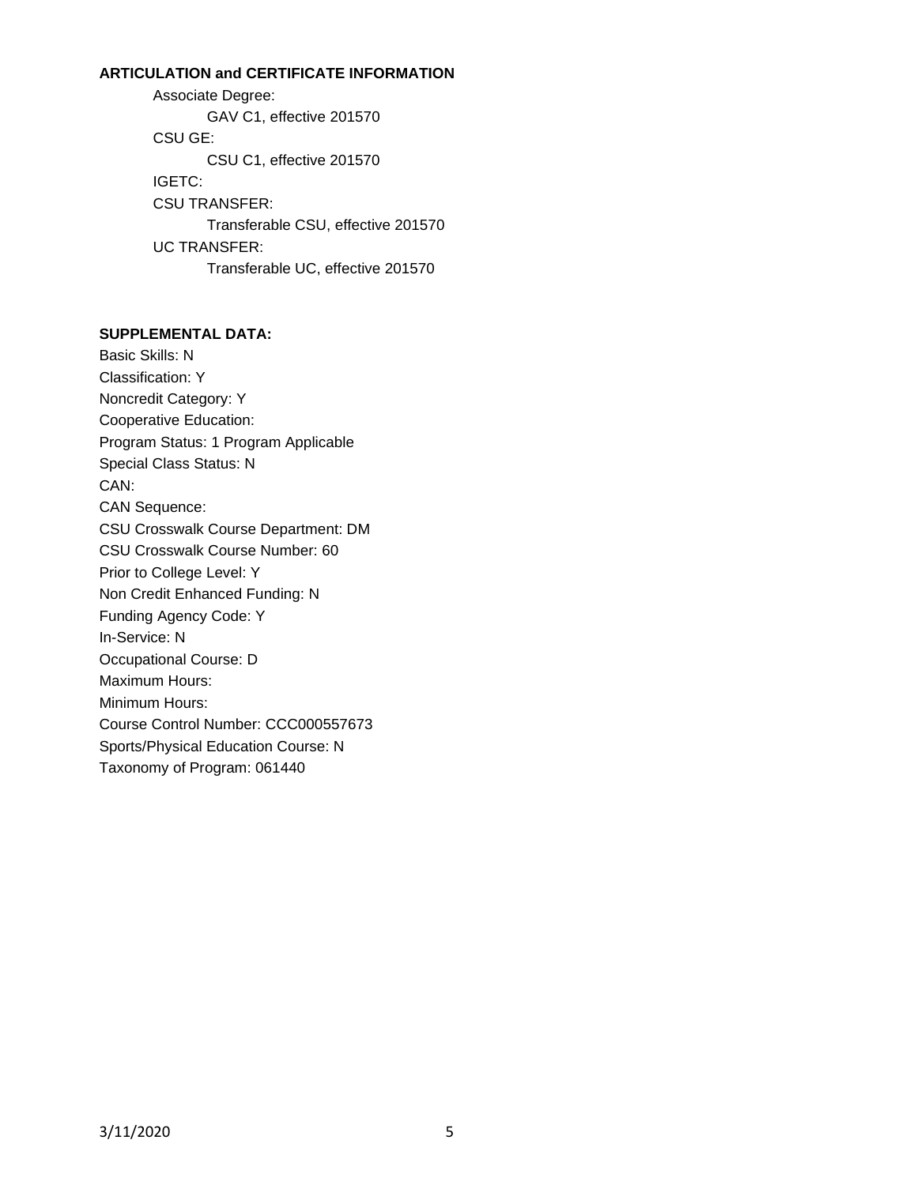**ARTICULATION and CERTIFICATE INFORMATION**

Associate Degree:

GAV C1, effective 201570

CSU GE:

CSU C1, effective 201570

IGETC:

CSU TRANSFER:

Transferable CSU, effective 201570

UC TRANSFER:

Transferable UC, effective 201570

**SUPPLEMENTAL DATA:**

Basic Skills: N

Classification: Y

Noncredit Category: Y

Cooperative Education:

Program Status: 1 Program Applicable

Special Class Status: N

CAN:

CAN Sequence:

CSU Crosswalk Course Department: DM

CSU Crosswalk Course Number: 60

Prior to College Level: Y

Non Credit Enhanced Funding: N

Funding Agency Code: Y

In-Service: N

Occupational Course: D

Maximum Hours:

Minimum Hours:

Course Control Number: CCC000557673

Sports/Physical Education Course: N

Taxonomy of Program: 061440